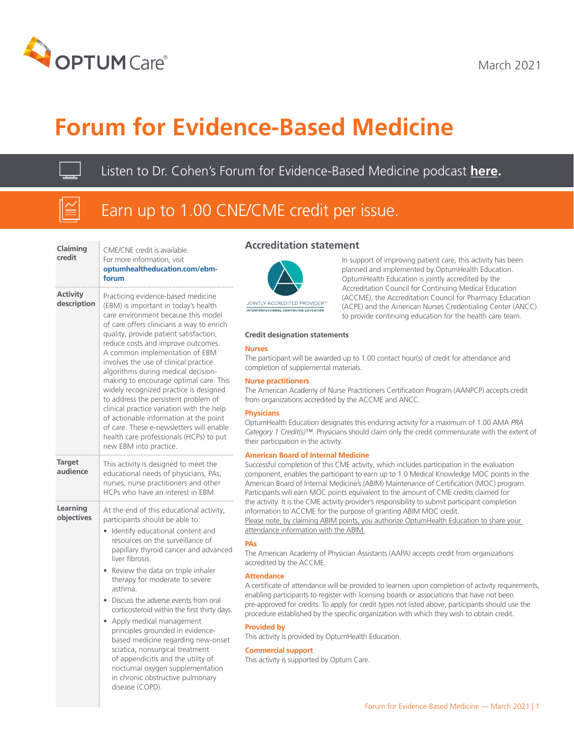March 2021

# Forum for Evidence-Based Medicine

Listen to Dr. Cohen's Forum for Evidence-Based Medicine podcast **here.**

Earn up to 1.00 CNE/CME credit per issue.

| | |
|---|---|
| **Claiming credit** | CME/CNE credit is available. For more information, visit **optumhealtheducation.com/ebm-forum** |
| **Activity description** | Practicing evidence-based medicine (EBM) is important in today's health care environment because this model of care offers clinicians a way to enrich quality, provide patient satisfaction, reduce costs and improve outcomes. A common implementation of EBM involves the use of clinical practice algorithms during medical decision-making to encourage optimal care. This widely recognized practice is designed to address the persistent problem of clinical practice variation with the help of actionable information at the point of care. These e-newsletters will enable health care professionals (HCPs) to put new EBM into practice. |
| **Target audience** | This activity is designed to meet the educational needs of physicians, PAs, nurses, nurse practitioners and other HCPs who have an interest in EBM. |
| **Learning objectives** | At the end of this educational activity, participants should be able to:<br>• Identify educational content and resources on the surveillance of papillary thyroid cancer and advanced liver fibrosis.<br>• Review the data on triple inhaler therapy for moderate to severe asthma.<br>• Discuss the adverse events from oral corticosteroid within the first thirty days.<br>• Apply medical management principles grounded in evidence-based medicine regarding new-onset sciatica, nonsurgical treatment of appendicitis and the utility of nocturnal oxygen supplementation in chronic obstructive pulmonary disease (COPD). |

## Accreditation statement

JOINTLY ACCREDITED PROVIDER™
INTERPROFESSIONAL CONTINUING EDUCATION

In support of improving patient care, this activity has been planned and implemented by OptumHealth Education. OptumHealth Education is jointly accredited by the Accreditation Council for Continuing Medical Education (ACCME), the Accreditation Council for Pharmacy Education (ACPE) and the American Nurses Credentialing Center (ANCC) to provide continuing education for the health care team.

### Credit designation statements

**Nurses**

The participant will be awarded up to 1.00 contact hour(s) of credit for attendance and completion of supplemental materials.

**Nurse practitioners**

The American Academy of Nurse Practitioners Certification Program (AANPCP) accepts credit from organizations accredited by the ACCME and ANCC.

**Physicians**

OptumHealth Education designates this enduring activity for a maximum of 1.00 AMA *PRA Category 1 Credit(s)*™. Physicians should claim only the credit commensurate with the extent of their participation in the activity.

**American Board of Internal Medicine**

Successful completion of this CME activity, which includes participation in the evaluation component, enables the participant to earn up to 1.0 Medical Knowledge MOC points in the American Board of Internal Medicine's (ABIM) Maintenance of Certification (MOC) program. Participants will earn MOC points equivalent to the amount of CME credits claimed for the activity. It is the CME activity provider's responsibility to submit participant completion information to ACCME for the purpose of granting ABIM MOC credit.
Please note, by claiming ABIM points, you authorize OptumHealth Education to share your attendance information with the ABIM.

**PAs**

The American Academy of Physician Assistants (AAPA) accepts credit from organizations accredited by the ACCME.

**Attendance**

A certificate of attendance will be provided to learners upon completion of activity requirements, enabling participants to register with licensing boards or associations that have not been pre-approved for credits. To apply for credit types not listed above, participants should use the procedure established by the specific organization with which they wish to obtain credit.

**Provided by**

This activity is provided by OptumHealth Education.

**Commercial support**

This activity is supported by Optum Care.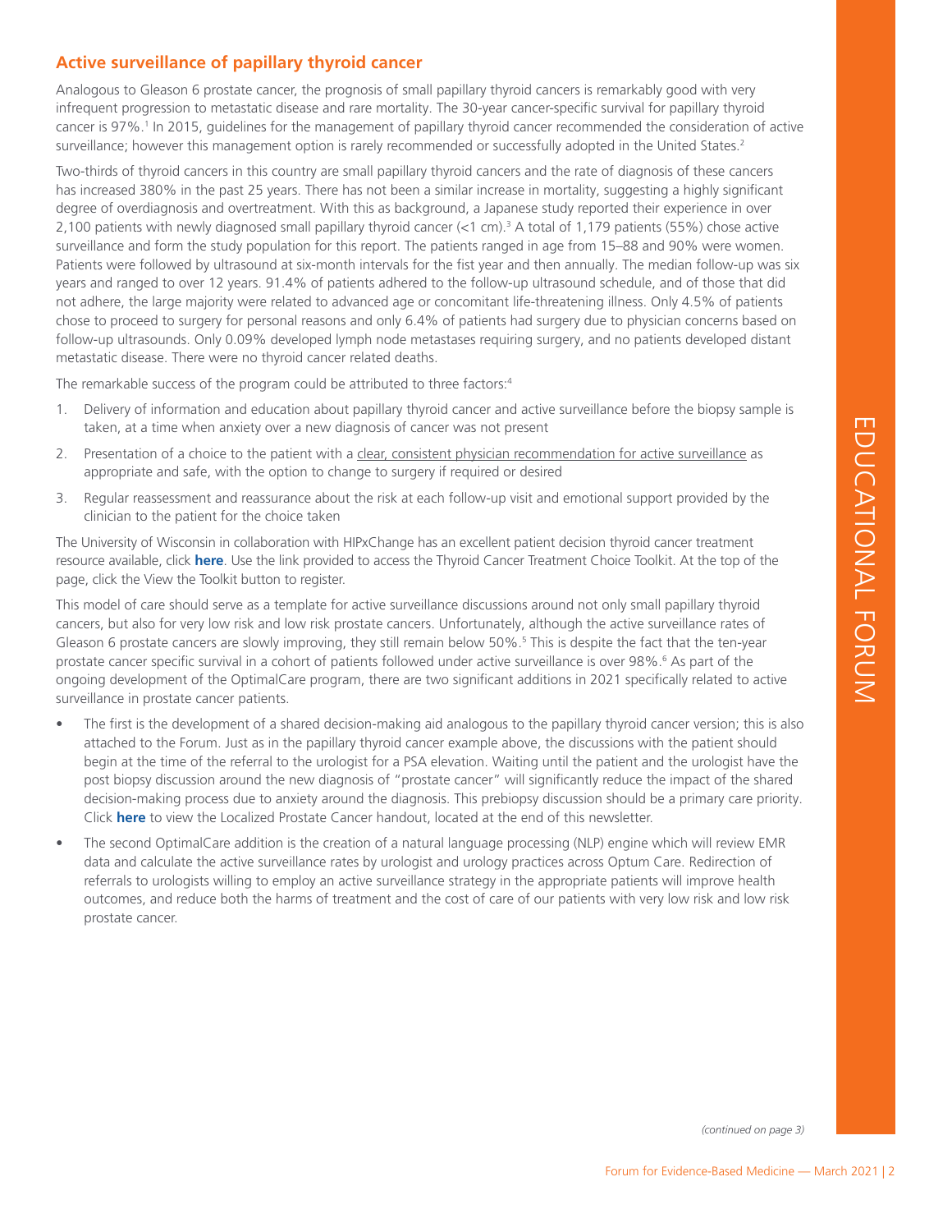## Active surveillance of papillary thyroid cancer

Analogous to Gleason 6 prostate cancer, the prognosis of small papillary thyroid cancers is remarkably good with very infrequent progression to metastatic disease and rare mortality. The 30-year cancer-specific survival for papillary thyroid cancer is 97%.[1] In 2015, guidelines for the management of papillary thyroid cancer recommended the consideration of active surveillance; however this management option is rarely recommended or successfully adopted in the United States.[2]

Two-thirds of thyroid cancers in this country are small papillary thyroid cancers and the rate of diagnosis of these cancers has increased 380% in the past 25 years. There has not been a similar increase in mortality, suggesting a highly significant degree of overdiagnosis and overtreatment. With this as background, a Japanese study reported their experience in over 2,100 patients with newly diagnosed small papillary thyroid cancer (<1 cm).[3] A total of 1,179 patients (55%) chose active surveillance and form the study population for this report. The patients ranged in age from 15–88 and 90% were women. Patients were followed by ultrasound at six-month intervals for the fist year and then annually. The median follow-up was six years and ranged to over 12 years. 91.4% of patients adhered to the follow-up ultrasound schedule, and of those that did not adhere, the large majority were related to advanced age or concomitant life-threatening illness. Only 4.5% of patients chose to proceed to surgery for personal reasons and only 6.4% of patients had surgery due to physician concerns based on follow-up ultrasounds. Only 0.09% developed lymph node metastases requiring surgery, and no patients developed distant metastatic disease. There were no thyroid cancer related deaths.

The remarkable success of the program could be attributed to three factors:[4]

1. Delivery of information and education about papillary thyroid cancer and active surveillance before the biopsy sample is taken, at a time when anxiety over a new diagnosis of cancer was not present
2. Presentation of a choice to the patient with a clear, consistent physician recommendation for active surveillance as appropriate and safe, with the option to change to surgery if required or desired
3. Regular reassessment and reassurance about the risk at each follow-up visit and emotional support provided by the clinician to the patient for the choice taken

The University of Wisconsin in collaboration with HIPxChange has an excellent patient decision thyroid cancer treatment resource available, click **here**. Use the link provided to access the Thyroid Cancer Treatment Choice Toolkit. At the top of the page, click the View the Toolkit button to register.

This model of care should serve as a template for active surveillance discussions around not only small papillary thyroid cancers, but also for very low risk and low risk prostate cancers. Unfortunately, although the active surveillance rates of Gleason 6 prostate cancers are slowly improving, they still remain below 50%.[5] This is despite the fact that the ten-year prostate cancer specific survival in a cohort of patients followed under active surveillance is over 98%.[6] As part of the ongoing development of the OptimalCare program, there are two significant additions in 2021 specifically related to active surveillance in prostate cancer patients.

- The first is the development of a shared decision-making aid analogous to the papillary thyroid cancer version; this is also attached to the Forum. Just as in the papillary thyroid cancer example above, the discussions with the patient should begin at the time of the referral to the urologist for a PSA elevation. Waiting until the patient and the urologist have the post biopsy discussion around the new diagnosis of "prostate cancer" will significantly reduce the impact of the shared decision-making process due to anxiety around the diagnosis. This prebiopsy discussion should be a primary care priority. Click **here** to view the Localized Prostate Cancer handout, located at the end of this newsletter.
- The second OptimalCare addition is the creation of a natural language processing (NLP) engine which will review EMR data and calculate the active surveillance rates by urologist and urology practices across Optum Care. Redirection of referrals to urologists willing to employ an active surveillance strategy in the appropriate patients will improve health outcomes, and reduce both the harms of treatment and the cost of care of our patients with very low risk and low risk prostate cancer.

*(continued on page 3)*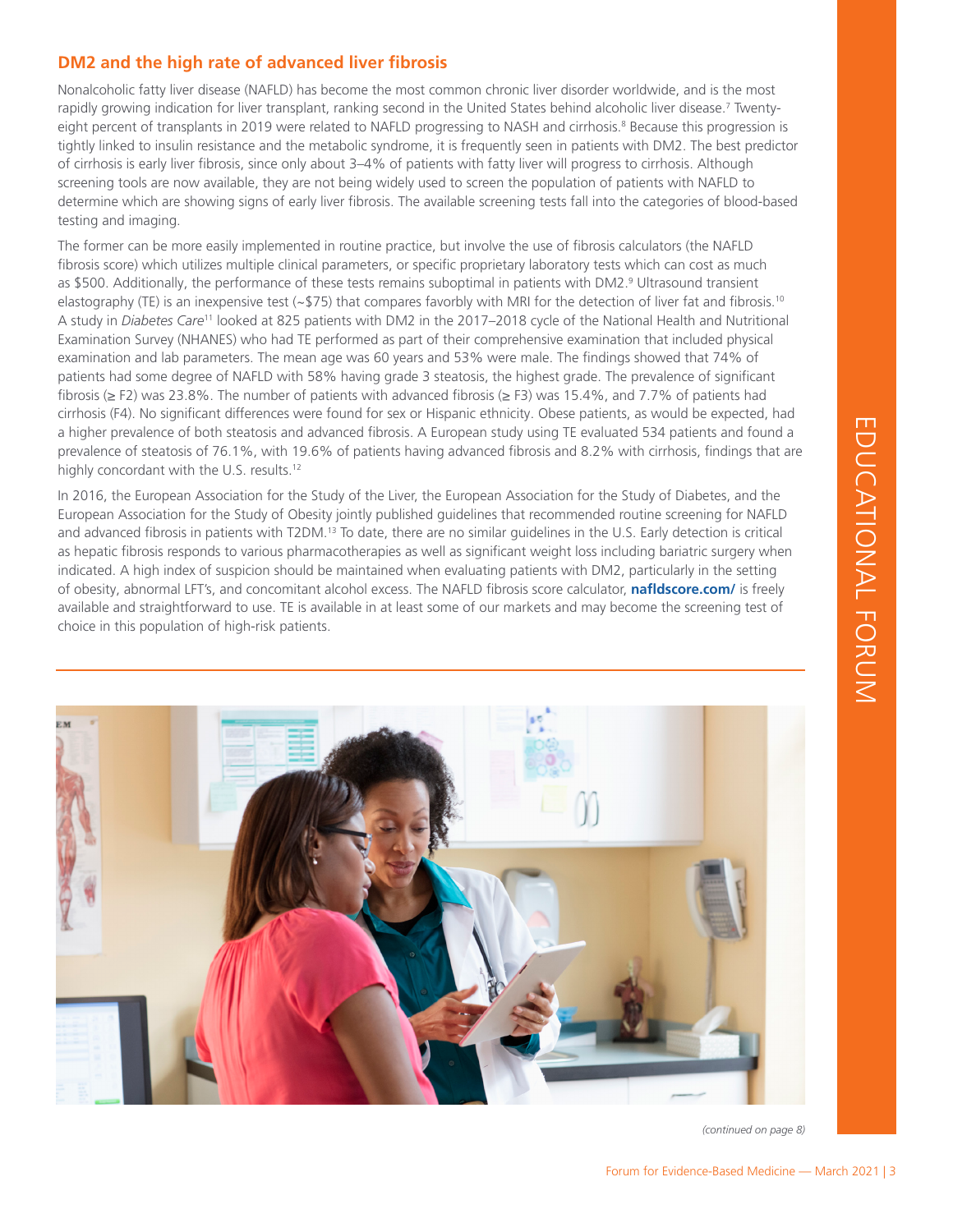## DM2 and the high rate of advanced liver fibrosis

Nonalcoholic fatty liver disease (NAFLD) has become the most common chronic liver disorder worldwide, and is the most rapidly growing indication for liver transplant, ranking second in the United States behind alcoholic liver disease.[7] Twenty-eight percent of transplants in 2019 were related to NAFLD progressing to NASH and cirrhosis.[8] Because this progression is tightly linked to insulin resistance and the metabolic syndrome, it is frequently seen in patients with DM2. The best predictor of cirrhosis is early liver fibrosis, since only about 3–4% of patients with fatty liver will progress to cirrhosis. Although screening tools are now available, they are not being widely used to screen the population of patients with NAFLD to determine which are showing signs of early liver fibrosis. The available screening tests fall into the categories of blood-based testing and imaging.

The former can be more easily implemented in routine practice, but involve the use of fibrosis calculators (the NAFLD fibrosis score) which utilizes multiple clinical parameters, or specific proprietary laboratory tests which can cost as much as $500. Additionally, the performance of these tests remains suboptimal in patients with DM2.[9] Ultrasound transient elastography (TE) is an inexpensive test (~$75) that compares favorably with MRI for the detection of liver fat and fibrosis.[10] A study in *Diabetes Care*[11] looked at 825 patients with DM2 in the 2017–2018 cycle of the National Health and Nutritional Examination Survey (NHANES) who had TE performed as part of their comprehensive examination that included physical examination and lab parameters. The mean age was 60 years and 53% were male. The findings showed that 74% of patients had some degree of NAFLD with 58% having grade 3 steatosis, the highest grade. The prevalence of significant fibrosis (≥ F2) was 23.8%. The number of patients with advanced fibrosis (≥ F3) was 15.4%, and 7.7% of patients had cirrhosis (F4). No significant differences were found for sex or Hispanic ethnicity. Obese patients, as would be expected, had a higher prevalence of both steatosis and advanced fibrosis. A European study using TE evaluated 534 patients and found a prevalence of steatosis of 76.1%, with 19.6% of patients having advanced fibrosis and 8.2% with cirrhosis, findings that are highly concordant with the U.S. results.[12]

In 2016, the European Association for the Study of the Liver, the European Association for the Study of Diabetes, and the European Association for the Study of Obesity jointly published guidelines that recommended routine screening for NAFLD and advanced fibrosis in patients with T2DM.[13] To date, there are no similar guidelines in the U.S. Early detection is critical as hepatic fibrosis responds to various pharmacotherapies as well as significant weight loss including bariatric surgery when indicated. A high index of suspicion should be maintained when evaluating patients with DM2, particularly in the setting of obesity, abnormal LFT's, and concomitant alcohol excess. The NAFLD fibrosis score calculator, **nafldscore.com/** is freely available and straightforward to use. TE is available in at least some of our markets and may become the screening test of choice in this population of high-risk patients.

*(continued on page 8)*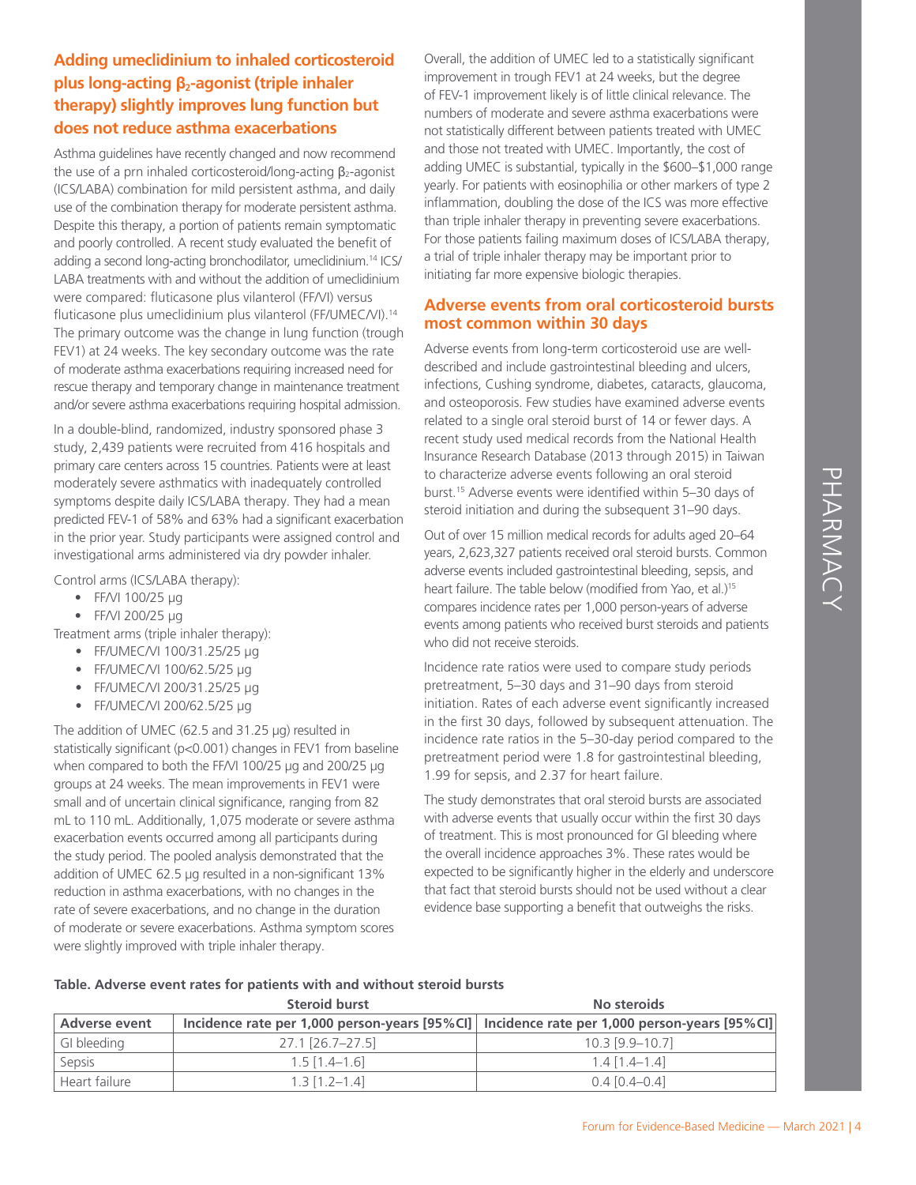## Adding umeclidinium to inhaled corticosteroid plus long-acting $\beta_2$-agonist (triple inhaler therapy) slightly improves lung function but does not reduce asthma exacerbations

Asthma guidelines have recently changed and now recommend the use of a prn inhaled corticosteroid/long-acting $\beta_2$-agonist (ICS/LABA) combination for mild persistent asthma, and daily use of the combination therapy for moderate persistent asthma. Despite this therapy, a portion of patients remain symptomatic and poorly controlled. A recent study evaluated the benefit of adding a second long-acting bronchodilator, umeclidinium.[14] ICS/LABA treatments with and without the addition of umeclidinium were compared: fluticasone plus vilanterol (FF/VI) versus fluticasone plus umeclidinium plus vilanterol (FF/UMEC/VI).[14] The primary outcome was the change in lung function (trough FEV1) at 24 weeks. The key secondary outcome was the rate of moderate asthma exacerbations requiring increased need for rescue therapy and temporary change in maintenance treatment and/or severe asthma exacerbations requiring hospital admission.

In a double-blind, randomized, industry sponsored phase 3 study, 2,439 patients were recruited from 416 hospitals and primary care centers across 15 countries. Patients were at least moderately severe asthmatics with inadequately controlled symptoms despite daily ICS/LABA therapy. They had a mean predicted FEV-1 of 58% and 63% had a significant exacerbation in the prior year. Study participants were assigned control and investigational arms administered via dry powder inhaler.

Control arms (ICS/LABA therapy):

- FF/VI 100/25 µg
- FF/VI 200/25 µg

Treatment arms (triple inhaler therapy):

- FF/UMEC/VI 100/31.25/25 µg
- FF/UMEC/VI 100/62.5/25 µg
- FF/UMEC/VI 200/31.25/25 µg
- FF/UMEC/VI 200/62.5/25 µg

The addition of UMEC (62.5 and 31.25 µg) resulted in statistically significant ($p<0.001$) changes in FEV1 from baseline when compared to both the FF/VI 100/25 µg and 200/25 µg groups at 24 weeks. The mean improvements in FEV1 were small and of uncertain clinical significance, ranging from 82 mL to 110 mL. Additionally, 1,075 moderate or severe asthma exacerbation events occurred among all participants during the study period. The pooled analysis demonstrated that the addition of UMEC 62.5 µg resulted in a non-significant 13% reduction in asthma exacerbations, with no changes in the rate of severe exacerbations, and no change in the duration of moderate or severe exacerbations. Asthma symptom scores were slightly improved with triple inhaler therapy.

Overall, the addition of UMEC led to a statistically significant improvement in trough FEV1 at 24 weeks, but the degree of FEV-1 improvement likely is of little clinical relevance. The numbers of moderate and severe asthma exacerbations were not statistically different between patients treated with UMEC and those not treated with UMEC. Importantly, the cost of adding UMEC is substantial, typically in the $600–$1,000 range yearly. For patients with eosinophilia or other markers of type 2 inflammation, doubling the dose of the ICS was more effective than triple inhaler therapy in preventing severe exacerbations. For those patients failing maximum doses of ICS/LABA therapy, a trial of triple inhaler therapy may be important prior to initiating far more expensive biologic therapies.

## Adverse events from oral corticosteroid bursts most common within 30 days

Adverse events from long-term corticosteroid use are well-described and include gastrointestinal bleeding and ulcers, infections, Cushing syndrome, diabetes, cataracts, glaucoma, and osteoporosis. Few studies have examined adverse events related to a single oral steroid burst of 14 or fewer days. A recent study used medical records from the National Health Insurance Research Database (2013 through 2015) in Taiwan to characterize adverse events following an oral steroid burst.[15] Adverse events were identified within 5–30 days of steroid initiation and during the subsequent 31–90 days.

Out of over 15 million medical records for adults aged 20–64 years, 2,623,327 patients received oral steroid bursts. Common adverse events included gastrointestinal bleeding, sepsis, and heart failure. The table below (modified from Yao, et al.)[15] compares incidence rates per 1,000 person-years of adverse events among patients who received burst steroids and patients who did not receive steroids.

Incidence rate ratios were used to compare study periods pretreatment, 5–30 days and 31–90 days from steroid initiation. Rates of each adverse event significantly increased in the first 30 days, followed by subsequent attenuation. The incidence rate ratios in the 5–30-day period compared to the pretreatment period were 1.8 for gastrointestinal bleeding, 1.99 for sepsis, and 2.37 for heart failure.

The study demonstrates that oral steroid bursts are associated with adverse events that usually occur within the first 30 days of treatment. This is most pronounced for GI bleeding where the overall incidence approaches 3%. These rates would be expected to be significantly higher in the elderly and underscore that fact that steroid bursts should not be used without a clear evidence base supporting a benefit that outweighs the risks.

**Table. Adverse event rates for patients with and without steroid bursts**

| | Steroid burst | No steroids |
|---|---|---|
| Adverse event | Incidence rate per 1,000 person-years [95%CI] | Incidence rate per 1,000 person-years [95%CI] |
| GI bleeding | 27.1 [26.7–27.5] | 10.3 [9.9–10.7] |
| Sepsis | 1.5 [1.4–1.6] | 1.4 [1.4–1.4] |
| Heart failure | 1.3 [1.2–1.4] | 0.4 [0.4–0.4] |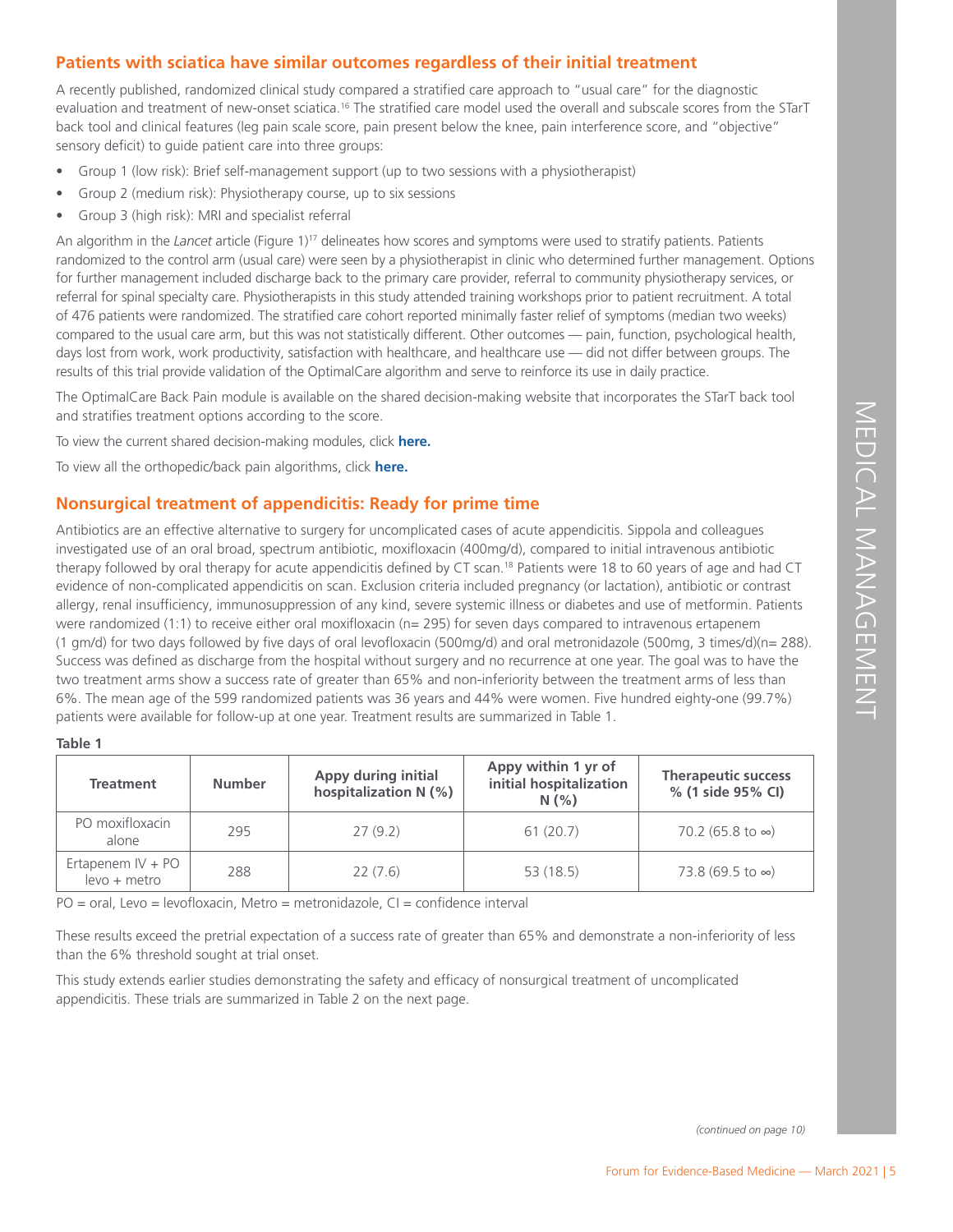## Patients with sciatica have similar outcomes regardless of their initial treatment

A recently published, randomized clinical study compared a stratified care approach to "usual care" for the diagnostic evaluation and treatment of new-onset sciatica.[16] The stratified care model used the overall and subscale scores from the STarT back tool and clinical features (leg pain scale score, pain present below the knee, pain interference score, and "objective" sensory deficit) to guide patient care into three groups:

- Group 1 (low risk): Brief self-management support (up to two sessions with a physiotherapist)
- Group 2 (medium risk): Physiotherapy course, up to six sessions
- Group 3 (high risk): MRI and specialist referral

An algorithm in the *Lancet* article (Figure 1)[17] delineates how scores and symptoms were used to stratify patients. Patients randomized to the control arm (usual care) were seen by a physiotherapist in clinic who determined further management. Options for further management included discharge back to the primary care provider, referral to community physiotherapy services, or referral for spinal specialty care. Physiotherapists in this study attended training workshops prior to patient recruitment. A total of 476 patients were randomized. The stratified care cohort reported minimally faster relief of symptoms (median two weeks) compared to the usual care arm, but this was not statistically different. Other outcomes — pain, function, psychological health, days lost from work, work productivity, satisfaction with healthcare, and healthcare use — did not differ between groups. The results of this trial provide validation of the OptimalCare algorithm and serve to reinforce its use in daily practice.

The OptimalCare Back Pain module is available on the shared decision-making website that incorporates the STarT back tool and stratifies treatment options according to the score.

To view the current shared decision-making modules, click **here.**

To view all the orthopedic/back pain algorithms, click **here.**

## Nonsurgical treatment of appendicitis: Ready for prime time

Antibiotics are an effective alternative to surgery for uncomplicated cases of acute appendicitis. Sippola and colleagues investigated use of an oral broad, spectrum antibiotic, moxifloxacin (400mg/d), compared to initial intravenous antibiotic therapy followed by oral therapy for acute appendicitis defined by CT scan.[18] Patients were 18 to 60 years of age and had CT evidence of non-complicated appendicitis on scan. Exclusion criteria included pregnancy (or lactation), antibiotic or contrast allergy, renal insufficiency, immunosuppression of any kind, severe systemic illness or diabetes and use of metformin. Patients were randomized (1:1) to receive either oral moxifloxacin (n= 295) for seven days compared to intravenous ertapenem (1 gm/d) for two days followed by five days of oral levofloxacin (500mg/d) and oral metronidazole (500mg, 3 times/d)(n= 288). Success was defined as discharge from the hospital without surgery and no recurrence at one year. The goal was to have the two treatment arms show a success rate of greater than 65% and non-inferiority between the treatment arms of less than 6%. The mean age of the 599 randomized patients was 36 years and 44% were women. Five hundred eighty-one (99.7%) patients were available for follow-up at one year. Treatment results are summarized in Table 1.

**Table 1**

| Treatment | Number | Appy during initial hospitalization N (%) | Appy within 1 yr of initial hospitalization N (%) | Therapeutic success % (1 side 95% CI) |
|---|---|---|---|---|
| PO moxifloxacin alone | 295 | 27 (9.2) | 61 (20.7) | 70.2 (65.8 to ∞) |
| Ertapenem IV + PO levo + metro | 288 | 22 (7.6) | 53 (18.5) | 73.8 (69.5 to ∞) |

PO = oral, Levo = levofloxacin, Metro = metronidazole, CI = confidence interval

These results exceed the pretrial expectation of a success rate of greater than 65% and demonstrate a non-inferiority of less than the 6% threshold sought at trial onset.

This study extends earlier studies demonstrating the safety and efficacy of nonsurgical treatment of uncomplicated appendicitis. These trials are summarized in Table 2 on the next page.

*(continued on page 10)*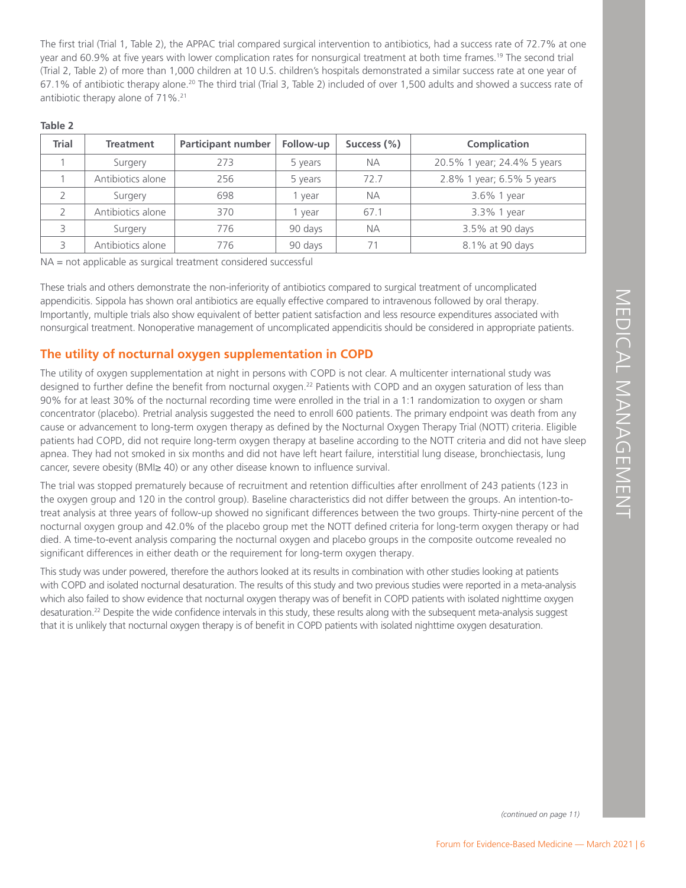The first trial (Trial 1, Table 2), the APPAC trial compared surgical intervention to antibiotics, had a success rate of 72.7% at one year and 60.9% at five years with lower complication rates for nonsurgical treatment at both time frames.[19] The second trial (Trial 2, Table 2) of more than 1,000 children at 10 U.S. children's hospitals demonstrated a similar success rate at one year of 67.1% of antibiotic therapy alone.[20] The third trial (Trial 3, Table 2) included of over 1,500 adults and showed a success rate of antibiotic therapy alone of 71%.[21]

**Table 2**

| Trial | Treatment | Participant number | Follow-up | Success (%) | Complication |
|---|---|---|---|---|---|
| 1 | Surgery | 273 | 5 years | NA | 20.5% 1 year; 24.4% 5 years |
| 1 | Antibiotics alone | 256 | 5 years | 72.7 | 2.8% 1 year; 6.5% 5 years |
| 2 | Surgery | 698 | 1 year | NA | 3.6% 1 year |
| 2 | Antibiotics alone | 370 | 1 year | 67.1 | 3.3% 1 year |
| 3 | Surgery | 776 | 90 days | NA | 3.5% at 90 days |
| 3 | Antibiotics alone | 776 | 90 days | 71 | 8.1% at 90 days |

NA = not applicable as surgical treatment considered successful

These trials and others demonstrate the non-inferiority of antibiotics compared to surgical treatment of uncomplicated appendicitis. Sippola has shown oral antibiotics are equally effective compared to intravenous followed by oral therapy. Importantly, multiple trials also show equivalent of better patient satisfaction and less resource expenditures associated with nonsurgical treatment. Nonoperative management of uncomplicated appendicitis should be considered in appropriate patients.

## The utility of nocturnal oxygen supplementation in COPD

The utility of oxygen supplementation at night in persons with COPD is not clear. A multicenter international study was designed to further define the benefit from nocturnal oxygen.[22] Patients with COPD and an oxygen saturation of less than 90% for at least 30% of the nocturnal recording time were enrolled in the trial in a 1:1 randomization to oxygen or sham concentrator (placebo). Pretrial analysis suggested the need to enroll 600 patients. The primary endpoint was death from any cause or advancement to long-term oxygen therapy as defined by the Nocturnal Oxygen Therapy Trial (NOTT) criteria. Eligible patients had COPD, did not require long-term oxygen therapy at baseline according to the NOTT criteria and did not have sleep apnea. They had not smoked in six months and did not have left heart failure, interstitial lung disease, bronchiectasis, lung cancer, severe obesity (BMI≥ 40) or any other disease known to influence survival.

The trial was stopped prematurely because of recruitment and retention difficulties after enrollment of 243 patients (123 in the oxygen group and 120 in the control group). Baseline characteristics did not differ between the groups. An intention-to-treat analysis at three years of follow-up showed no significant differences between the two groups. Thirty-nine percent of the nocturnal oxygen group and 42.0% of the placebo group met the NOTT defined criteria for long-term oxygen therapy or had died. A time-to-event analysis comparing the nocturnal oxygen and placebo groups in the composite outcome revealed no significant differences in either death or the requirement for long-term oxygen therapy.

This study was under powered, therefore the authors looked at its results in combination with other studies looking at patients with COPD and isolated nocturnal desaturation. The results of this study and two previous studies were reported in a meta-analysis which also failed to show evidence that nocturnal oxygen therapy was of benefit in COPD patients with isolated nighttime oxygen desaturation.[22] Despite the wide confidence intervals in this study, these results along with the subsequent meta-analysis suggest that it is unlikely that nocturnal oxygen therapy is of benefit in COPD patients with isolated nighttime oxygen desaturation.

*(continued on page 11)*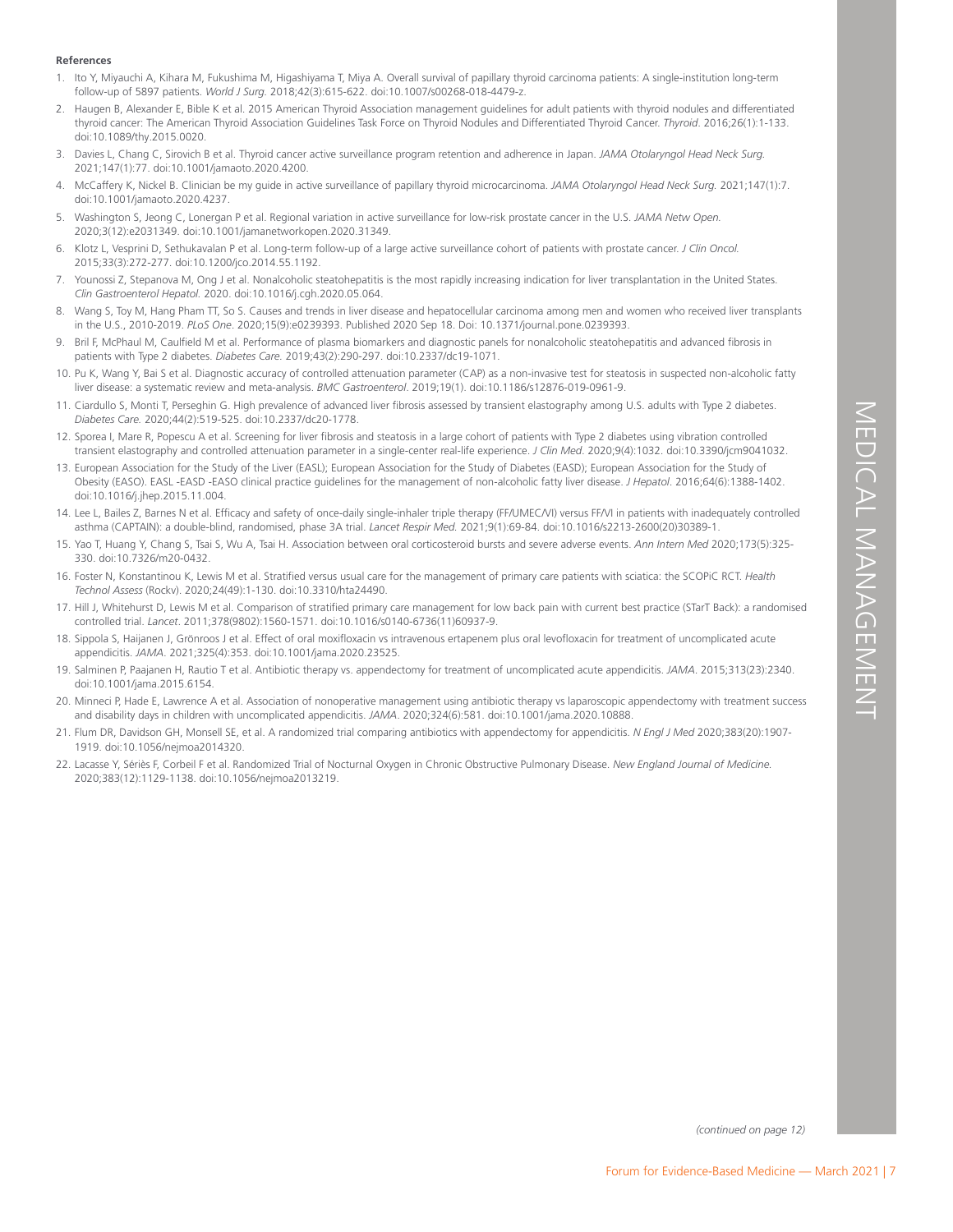**References**

1. Ito Y, Miyauchi A, Kihara M, Fukushima M, Higashiyama T, Miya A. Overall survival of papillary thyroid carcinoma patients: A single-institution long-term follow-up of 5897 patients. *World J Surg*. 2018;42(3):615-622. doi:10.1007/s00268-018-4479-z.
2. Haugen B, Alexander E, Bible K et al. 2015 American Thyroid Association management guidelines for adult patients with thyroid nodules and differentiated thyroid cancer: The American Thyroid Association Guidelines Task Force on Thyroid Nodules and Differentiated Thyroid Cancer. *Thyroid*. 2016;26(1):1-133. doi:10.1089/thy.2015.0020.
3. Davies L, Chang C, Sirovich B et al. Thyroid cancer active surveillance program retention and adherence in Japan. *JAMA Otolaryngol Head Neck Surg.* 2021;147(1):77. doi:10.1001/jamaoto.2020.4200.
4. McCaffery K, Nickel B. Clinician be my guide in active surveillance of papillary thyroid microcarcinoma. *JAMA Otolaryngol Head Neck Surg.* 2021;147(1):7. doi:10.1001/jamaoto.2020.4237.
5. Washington S, Jeong C, Lonergan P et al. Regional variation in active surveillance for low-risk prostate cancer in the U.S. *JAMA Netw Open.* 2020;3(12):e2031349. doi:10.1001/jamanetworkopen.2020.31349.
6. Klotz L, Vesprini D, Sethukavalan P et al. Long-term follow-up of a large active surveillance cohort of patients with prostate cancer. *J Clin Oncol.* 2015;33(3):272-277. doi:10.1200/jco.2014.55.1192.
7. Younossi Z, Stepanova M, Ong J et al. Nonalcoholic steatohepatitis is the most rapidly increasing indication for liver transplantation in the United States. *Clin Gastroenterol Hepatol.* 2020. doi:10.1016/j.cgh.2020.05.064.
8. Wang S, Toy M, Hang Pham TT, So S. Causes and trends in liver disease and hepatocellular carcinoma among men and women who received liver transplants in the U.S., 2010-2019. *PLoS One*. 2020;15(9):e0239393. Published 2020 Sep 18. Doi: 10.1371/journal.pone.0239393.
9. Bril F, McPhaul M, Caulfield M et al. Performance of plasma biomarkers and diagnostic panels for nonalcoholic steatohepatitis and advanced fibrosis in patients with Type 2 diabetes. *Diabetes Care.* 2019;43(2):290-297. doi:10.2337/dc19-1071.
10. Pu K, Wang Y, Bai S et al. Diagnostic accuracy of controlled attenuation parameter (CAP) as a non-invasive test for steatosis in suspected non-alcoholic fatty liver disease: a systematic review and meta-analysis. *BMC Gastroenterol*. 2019;19(1). doi:10.1186/s12876-019-0961-9.
11. Ciardullo S, Monti T, Perseghin G. High prevalence of advanced liver fibrosis assessed by transient elastography among U.S. adults with Type 2 diabetes. *Diabetes Care.* 2020;44(2):519-525. doi:10.2337/dc20-1778.
12. Sporea I, Mare R, Popescu A et al. Screening for liver fibrosis and steatosis in a large cohort of patients with Type 2 diabetes using vibration controlled transient elastography and controlled attenuation parameter in a single-center real-life experience. *J Clin Med*. 2020;9(4):1032. doi:10.3390/jcm9041032.
13. European Association for the Study of the Liver (EASL); European Association for the Study of Diabetes (EASD); European Association for the Study of Obesity (EASO). EASL -EASD -EASO clinical practice guidelines for the management of non-alcoholic fatty liver disease. *J Hepatol*. 2016;64(6):1388-1402. doi:10.1016/j.jhep.2015.11.004.
14. Lee L, Bailes Z, Barnes N et al. Efficacy and safety of once-daily single-inhaler triple therapy (FF/UMEC/VI) versus FF/VI in patients with inadequately controlled asthma (CAPTAIN): a double-blind, randomised, phase 3A trial. *Lancet Respir Med.* 2021;9(1):69-84. doi:10.1016/s2213-2600(20)30389-1.
15. Yao T, Huang Y, Chang S, Tsai S, Wu A, Tsai H. Association between oral corticosteroid bursts and severe adverse events. *Ann Intern Med* 2020;173(5):325-330. doi:10.7326/m20-0432.
16. Foster N, Konstantinou K, Lewis M et al. Stratified versus usual care for the management of primary care patients with sciatica: the SCOPiC RCT. *Health Technol Assess* (Rockv). 2020;24(49):1-130. doi:10.3310/hta24490.
17. Hill J, Whitehurst D, Lewis M et al. Comparison of stratified primary care management for low back pain with current best practice (STarT Back): a randomised controlled trial. *Lancet*. 2011;378(9802):1560-1571. doi:10.1016/s0140-6736(11)60937-9.
18. Sippola S, Haijanen J, Grönroos J et al. Effect of oral moxifloxacin vs intravenous ertapenem plus oral levofloxacin for treatment of uncomplicated acute appendicitis. *JAMA*. 2021;325(4):353. doi:10.1001/jama.2020.23525.
19. Salminen P, Paajanen H, Rautio T et al. Antibiotic therapy vs. appendectomy for treatment of uncomplicated acute appendicitis. *JAMA*. 2015;313(23):2340. doi:10.1001/jama.2015.6154.
20. Minneci P, Hade E, Lawrence A et al. Association of nonoperative management using antibiotic therapy vs laparoscopic appendectomy with treatment success and disability days in children with uncomplicated appendicitis. *JAMA*. 2020;324(6):581. doi:10.1001/jama.2020.10888.
21. Flum DR, Davidson GH, Monsell SE, et al. A randomized trial comparing antibiotics with appendectomy for appendicitis. *N Engl J Med* 2020;383(20):1907-1919. doi:10.1056/nejmoa2014320.
22. Lacasse Y, Sériès F, Corbeil F et al. Randomized Trial of Nocturnal Oxygen in Chronic Obstructive Pulmonary Disease. *New England Journal of Medicine.* 2020;383(12):1129-1138. doi:10.1056/nejmoa2013219.

*(continued on page 12)*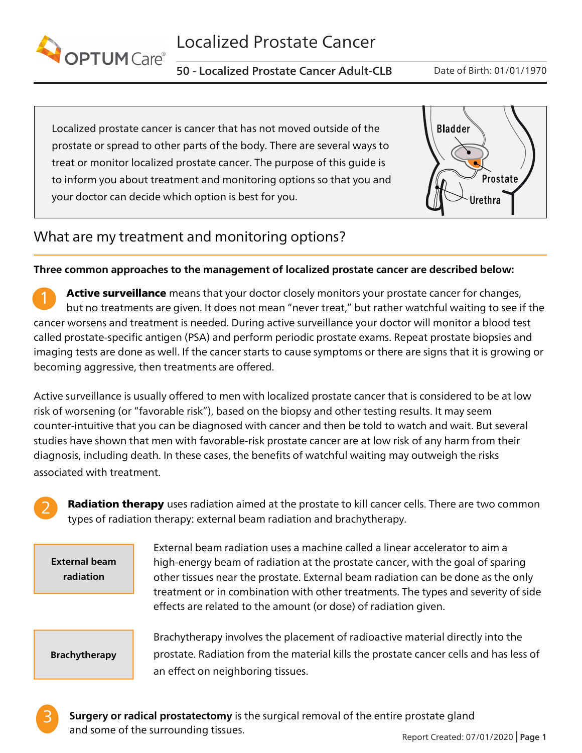# Localized Prostate Cancer

**50 - Localized Prostate Cancer Adult-CLB** Date of Birth: 01/01/1970

Localized prostate cancer is cancer that has not moved outside of the prostate or spread to other parts of the body. There are several ways to treat or monitor localized prostate cancer. The purpose of this guide is to inform you about treatment and monitoring options so that you and your doctor can decide which option is best for you.

Bladder

Prostate

Urethra

## What are my treatment and monitoring options?

**Three common approaches to the management of localized prostate cancer are described below:**

1. **Active surveillance** means that your doctor closely monitors your prostate cancer for changes, but no treatments are given. It does not mean "never treat," but rather watchful waiting to see if the cancer worsens and treatment is needed. During active surveillance your doctor will monitor a blood test called prostate-specific antigen (PSA) and perform periodic prostate exams. Repeat prostate biopsies and imaging tests are done as well. If the cancer starts to cause symptoms or there are signs that it is growing or becoming aggressive, then treatments are offered.

   Active surveillance is usually offered to men with localized prostate cancer that is considered to be at low risk of worsening (or "favorable risk"), based on the biopsy and other testing results. It may seem counter-intuitive that you can be diagnosed with cancer and then be told to watch and wait. But several studies have shown that men with favorable-risk prostate cancer are at low risk of any harm from their diagnosis, including death. In these cases, the benefits of watchful waiting may outweigh the risks associated with treatment.

2. **Radiation therapy** uses radiation aimed at the prostate to kill cancer cells. There are two common types of radiation therapy: external beam radiation and brachytherapy.

   **External beam radiation**
   External beam radiation uses a machine called a linear accelerator to aim a high-energy beam of radiation at the prostate cancer, with the goal of sparing other tissues near the prostate. External beam radiation can be done as the only treatment or in combination with other treatments. The types and severity of side effects are related to the amount (or dose) of radiation given.

   **Brachytherapy**
   Brachytherapy involves the placement of radioactive material directly into the prostate. Radiation from the material kills the prostate cancer cells and has less of an effect on neighboring tissues.

3. **Surgery or radical prostatectomy** is the surgical removal of the entire prostate gland and some of the surrounding tissues.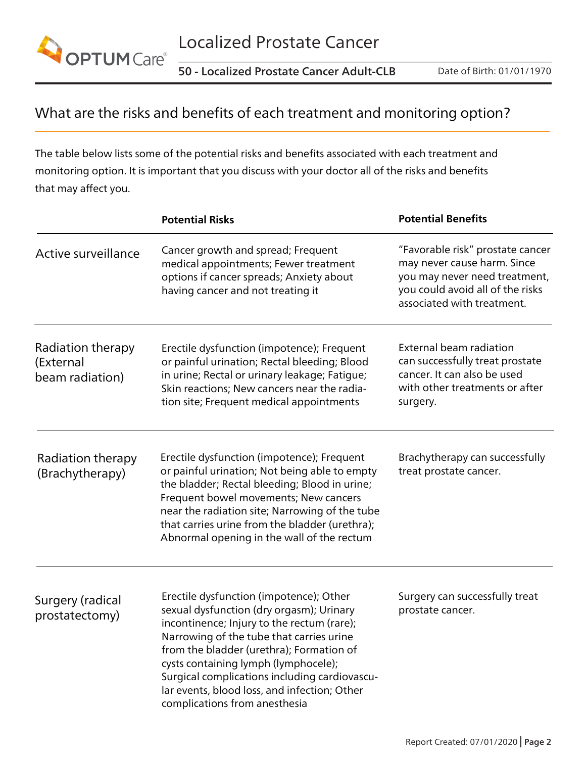## What are the risks and benefits of each treatment and monitoring option?

The table below lists some of the potential risks and benefits associated with each treatment and monitoring option. It is important that you discuss with your doctor all of the risks and benefits that may affect you.

| | Potential Risks | Potential Benefits |
|---|---|---|
| Active surveillance | Cancer growth and spread; Frequent medical appointments; Fewer treatment options if cancer spreads; Anxiety about having cancer and not treating it | "Favorable risk" prostate cancer may never cause harm. Since you may never need treatment, you could avoid all of the risks associated with treatment. |
| Radiation therapy (External beam radiation) | Erectile dysfunction (impotence); Frequent or painful urination; Rectal bleeding; Blood in urine; Rectal or urinary leakage; Fatigue; Skin reactions; New cancers near the radiation site; Frequent medical appointments | External beam radiation can successfully treat prostate cancer. It can also be used with other treatments or after surgery. |
| Radiation therapy (Brachytherapy) | Erectile dysfunction (impotence); Frequent or painful urination; Not being able to empty the bladder; Rectal bleeding; Blood in urine; Frequent bowel movements; New cancers near the radiation site; Narrowing of the tube that carries urine from the bladder (urethra); Abnormal opening in the wall of the rectum | Brachytherapy can successfully treat prostate cancer. |
| Surgery (radical prostatectomy) | Erectile dysfunction (impotence); Other sexual dysfunction (dry orgasm); Urinary incontinence; Injury to the rectum (rare); Narrowing of the tube that carries urine from the bladder (urethra); Formation of cysts containing lymph (lymphocele); Surgical complications including cardiovascular events, blood loss, and infection; Other complications from anesthesia | Surgery can successfully treat prostate cancer. |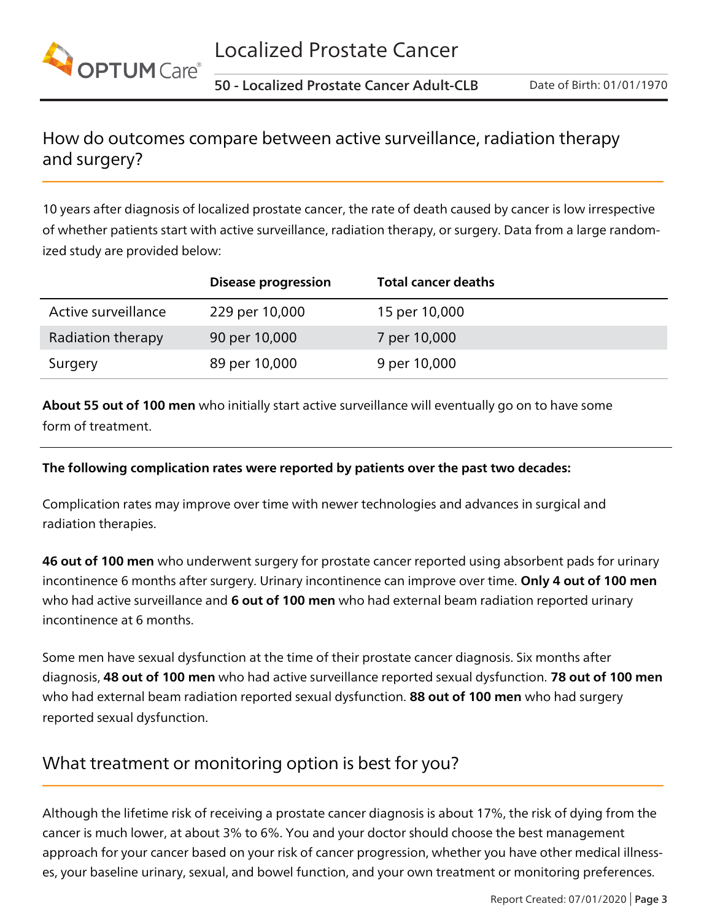## How do outcomes compare between active surveillance, radiation therapy and surgery?

10 years after diagnosis of localized prostate cancer, the rate of death caused by cancer is low irrespective of whether patients start with active surveillance, radiation therapy, or surgery. Data from a large randomized study are provided below:

| | Disease progression | Total cancer deaths |
|---|---|---|
| Active surveillance | 229 per 10,000 | 15 per 10,000 |
| Radiation therapy | 90 per 10,000 | 7 per 10,000 |
| Surgery | 89 per 10,000 | 9 per 10,000 |

**About 55 out of 100 men** who initially start active surveillance will eventually go on to have some form of treatment.

**The following complication rates were reported by patients over the past two decades:**

Complication rates may improve over time with newer technologies and advances in surgical and radiation therapies.

**46 out of 100 men** who underwent surgery for prostate cancer reported using absorbent pads for urinary incontinence 6 months after surgery. Urinary incontinence can improve over time. **Only 4 out of 100 men** who had active surveillance and **6 out of 100 men** who had external beam radiation reported urinary incontinence at 6 months.

Some men have sexual dysfunction at the time of their prostate cancer diagnosis. Six months after diagnosis, **48 out of 100 men** who had active surveillance reported sexual dysfunction. **78 out of 100 men** who had external beam radiation reported sexual dysfunction. **88 out of 100 men** who had surgery reported sexual dysfunction.

## What treatment or monitoring option is best for you?

Although the lifetime risk of receiving a prostate cancer diagnosis is about 17%, the risk of dying from the cancer is much lower, at about 3% to 6%. You and your doctor should choose the best management approach for your cancer based on your risk of cancer progression, whether you have other medical illnesses, your baseline urinary, sexual, and bowel function, and your own treatment or monitoring preferences.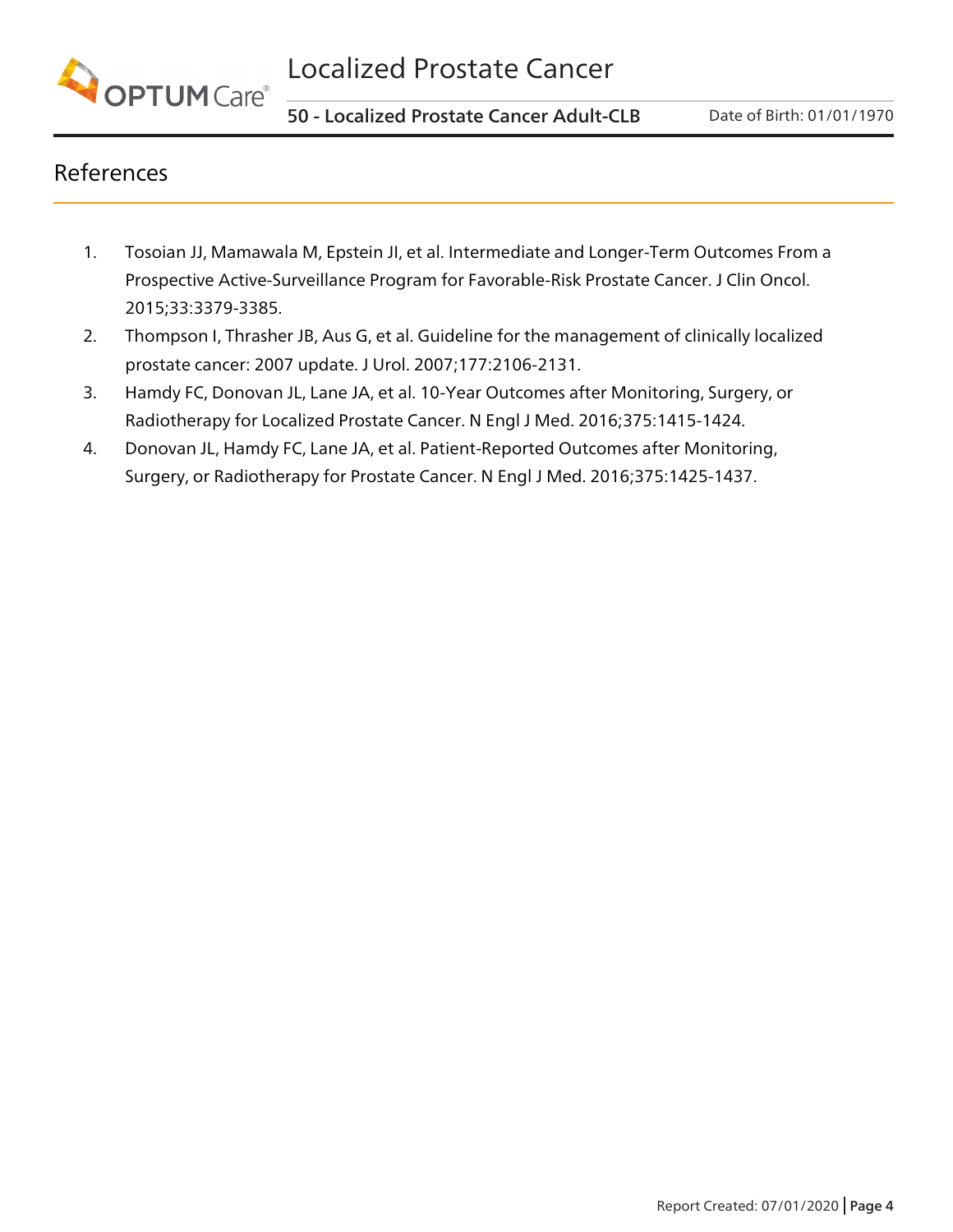## References

1. Tosoian JJ, Mamawala M, Epstein JI, et al. Intermediate and Longer-Term Outcomes From a Prospective Active-Surveillance Program for Favorable-Risk Prostate Cancer. J Clin Oncol. 2015;33:3379-3385.
2. Thompson I, Thrasher JB, Aus G, et al. Guideline for the management of clinically localized prostate cancer: 2007 update. J Urol. 2007;177:2106-2131.
3. Hamdy FC, Donovan JL, Lane JA, et al. 10-Year Outcomes after Monitoring, Surgery, or Radiotherapy for Localized Prostate Cancer. N Engl J Med. 2016;375:1415-1424.
4. Donovan JL, Hamdy FC, Lane JA, et al. Patient-Reported Outcomes after Monitoring, Surgery, or Radiotherapy for Prostate Cancer. N Engl J Med. 2016;375:1425-1437.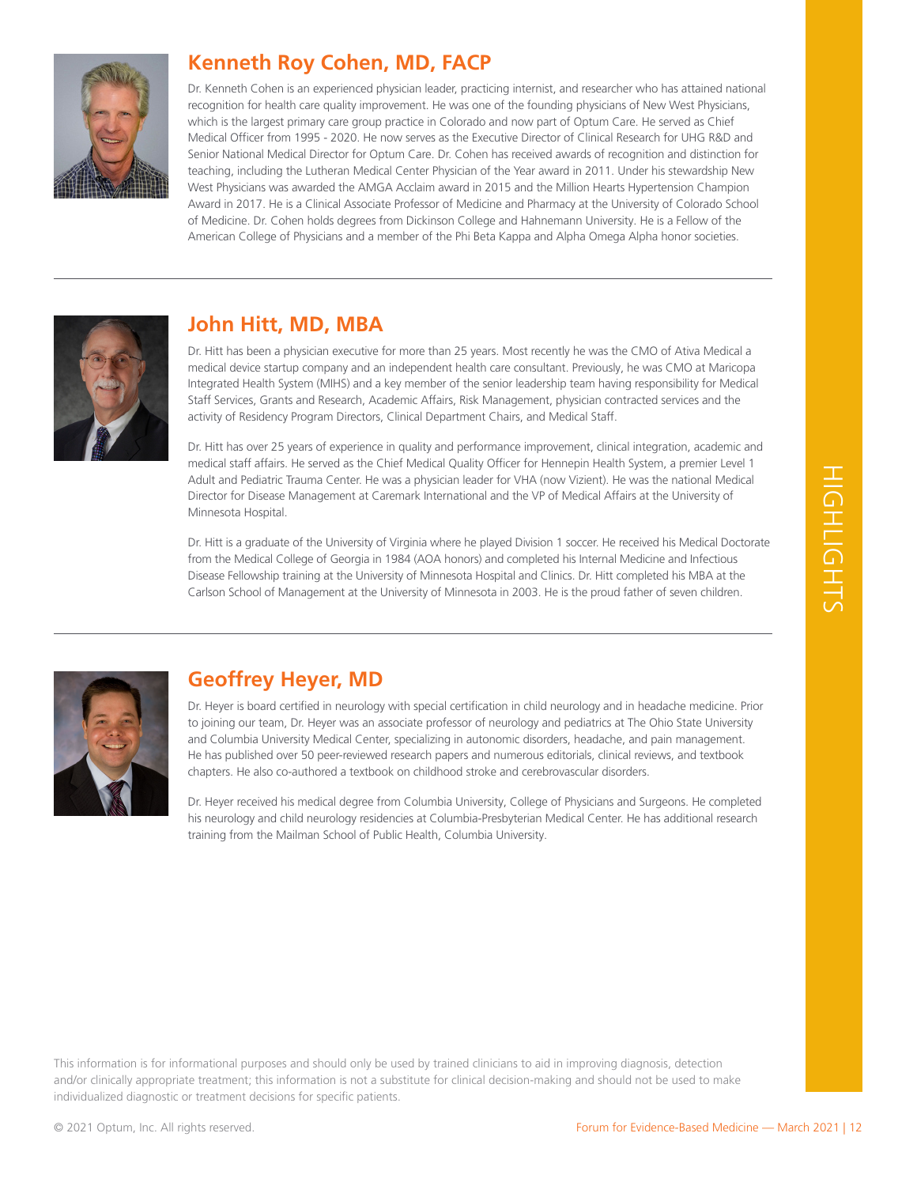## Kenneth Roy Cohen, MD, FACP

Dr. Kenneth Cohen is an experienced physician leader, practicing internist, and researcher who has attained national recognition for health care quality improvement. He was one of the founding physicians of New West Physicians, which is the largest primary care group practice in Colorado and now part of Optum Care. He served as Chief Medical Officer from 1995 - 2020. He now serves as the Executive Director of Clinical Research for UHG R&D and Senior National Medical Director for Optum Care. Dr. Cohen has received awards of recognition and distinction for teaching, including the Lutheran Medical Center Physician of the Year award in 2011. Under his stewardship New West Physicians was awarded the AMGA Acclaim award in 2015 and the Million Hearts Hypertension Champion Award in 2017. He is a Clinical Associate Professor of Medicine and Pharmacy at the University of Colorado School of Medicine. Dr. Cohen holds degrees from Dickinson College and Hahnemann University. He is a Fellow of the American College of Physicians and a member of the Phi Beta Kappa and Alpha Omega Alpha honor societies.

---

## John Hitt, MD, MBA

Dr. Hitt has been a physician executive for more than 25 years. Most recently he was the CMO of Ativa Medical a medical device startup company and an independent health care consultant. Previously, he was CMO at Maricopa Integrated Health System (MIHS) and a key member of the senior leadership team having responsibility for Medical Staff Services, Grants and Research, Academic Affairs, Risk Management, physician contracted services and the activity of Residency Program Directors, Clinical Department Chairs, and Medical Staff.

Dr. Hitt has over 25 years of experience in quality and performance improvement, clinical integration, academic and medical staff affairs. He served as the Chief Medical Quality Officer for Hennepin Health System, a premier Level 1 Adult and Pediatric Trauma Center. He was a physician leader for VHA (now Vizient). He was the national Medical Director for Disease Management at Caremark International and the VP of Medical Affairs at the University of Minnesota Hospital.

Dr. Hitt is a graduate of the University of Virginia where he played Division 1 soccer. He received his Medical Doctorate from the Medical College of Georgia in 1984 (AOA honors) and completed his Internal Medicine and Infectious Disease Fellowship training at the University of Minnesota Hospital and Clinics. Dr. Hitt completed his MBA at the Carlson School of Management at the University of Minnesota in 2003. He is the proud father of seven children.

---

## Geoffrey Heyer, MD

Dr. Heyer is board certified in neurology with special certification in child neurology and in headache medicine. Prior to joining our team, Dr. Heyer was an associate professor of neurology and pediatrics at The Ohio State University and Columbia University Medical Center, specializing in autonomic disorders, headache, and pain management. He has published over 50 peer-reviewed research papers and numerous editorials, clinical reviews, and textbook chapters. He also co-authored a textbook on childhood stroke and cerebrovascular disorders.

Dr. Heyer received his medical degree from Columbia University, College of Physicians and Surgeons. He completed his neurology and child neurology residencies at Columbia-Presbyterian Medical Center. He has additional research training from the Mailman School of Public Health, Columbia University.

This information is for informational purposes and should only be used by trained clinicians to aid in improving diagnosis, detection and/or clinically appropriate treatment; this information is not a substitute for clinical decision-making and should not be used to make individualized diagnostic or treatment decisions for specific patients.

© 2021 Optum, Inc. All rights reserved.